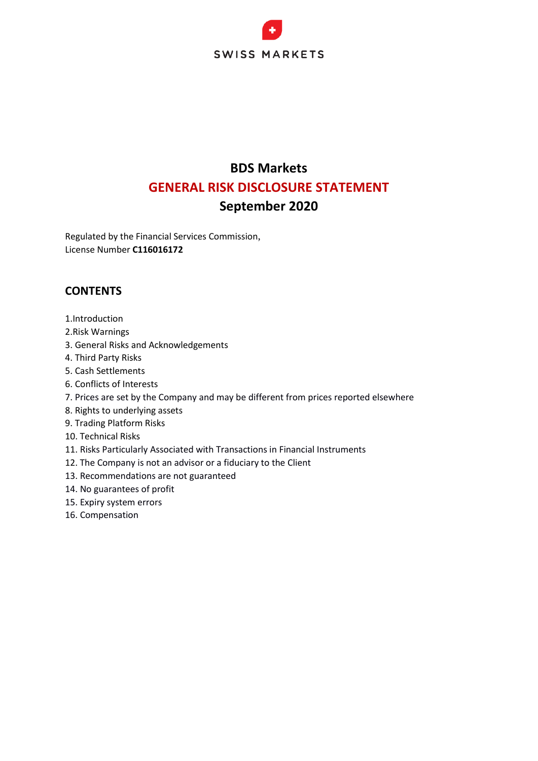SWISS MARKETS

# BDS Markets

## GENERAL RISK DISCLOSURE STATEMENT

## September 2020

Regulated by the Financial Services Commission,
License Number **C116016172**

## CONTENTS

1.Introduction
2.Risk Warnings
3. General Risks and Acknowledgements
4. Third Party Risks
5. Cash Settlements
6. Conflicts of Interests
7. Prices are set by the Company and may be different from prices reported elsewhere
8. Rights to underlying assets
9. Trading Platform Risks
10. Technical Risks
11. Risks Particularly Associated with Transactions in Financial Instruments
12. The Company is not an advisor or a fiduciary to the Client
13. Recommendations are not guaranteed
14. No guarantees of profit
15. Expiry system errors
16. Compensation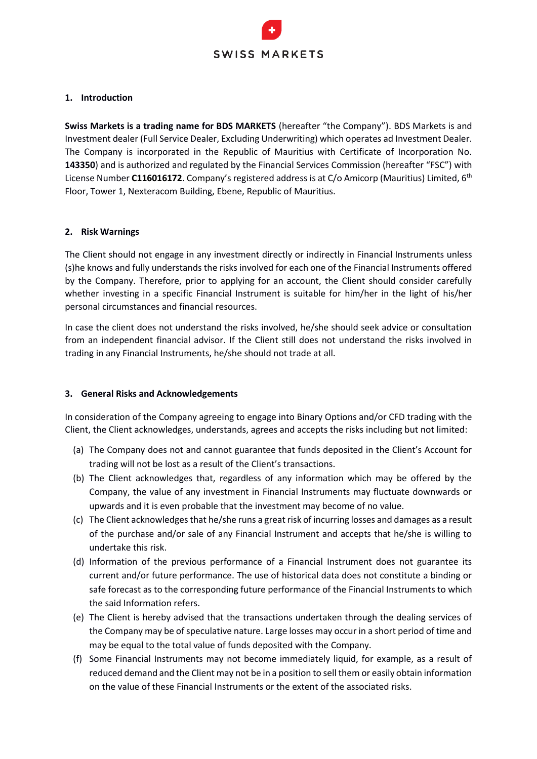## 1. Introduction

**Swiss Markets is a trading name for BDS MARKETS** (hereafter "the Company"). BDS Markets is and Investment dealer (Full Service Dealer, Excluding Underwriting) which operates ad Investment Dealer. The Company is incorporated in the Republic of Mauritius with Certificate of Incorporation No. **143350**) and is authorized and regulated by the Financial Services Commission (hereafter "FSC") with License Number **C116016172**. Company's registered address is at C/o Amicorp (Mauritius) Limited, 6th Floor, Tower 1, Nexteracom Building, Ebene, Republic of Mauritius.

## 2. Risk Warnings

The Client should not engage in any investment directly or indirectly in Financial Instruments unless (s)he knows and fully understands the risks involved for each one of the Financial Instruments offered by the Company. Therefore, prior to applying for an account, the Client should consider carefully whether investing in a specific Financial Instrument is suitable for him/her in the light of his/her personal circumstances and financial resources.

In case the client does not understand the risks involved, he/she should seek advice or consultation from an independent financial advisor. If the Client still does not understand the risks involved in trading in any Financial Instruments, he/she should not trade at all.

## 3. General Risks and Acknowledgements

In consideration of the Company agreeing to engage into Binary Options and/or CFD trading with the Client, the Client acknowledges, understands, agrees and accepts the risks including but not limited:

(a) The Company does not and cannot guarantee that funds deposited in the Client's Account for trading will not be lost as a result of the Client's transactions.

(b) The Client acknowledges that, regardless of any information which may be offered by the Company, the value of any investment in Financial Instruments may fluctuate downwards or upwards and it is even probable that the investment may become of no value.

(c) The Client acknowledges that he/she runs a great risk of incurring losses and damages as a result of the purchase and/or sale of any Financial Instrument and accepts that he/she is willing to undertake this risk.

(d) Information of the previous performance of a Financial Instrument does not guarantee its current and/or future performance. The use of historical data does not constitute a binding or safe forecast as to the corresponding future performance of the Financial Instruments to which the said Information refers.

(e) The Client is hereby advised that the transactions undertaken through the dealing services of the Company may be of speculative nature. Large losses may occur in a short period of time and may be equal to the total value of funds deposited with the Company.

(f) Some Financial Instruments may not become immediately liquid, for example, as a result of reduced demand and the Client may not be in a position to sell them or easily obtain information on the value of these Financial Instruments or the extent of the associated risks.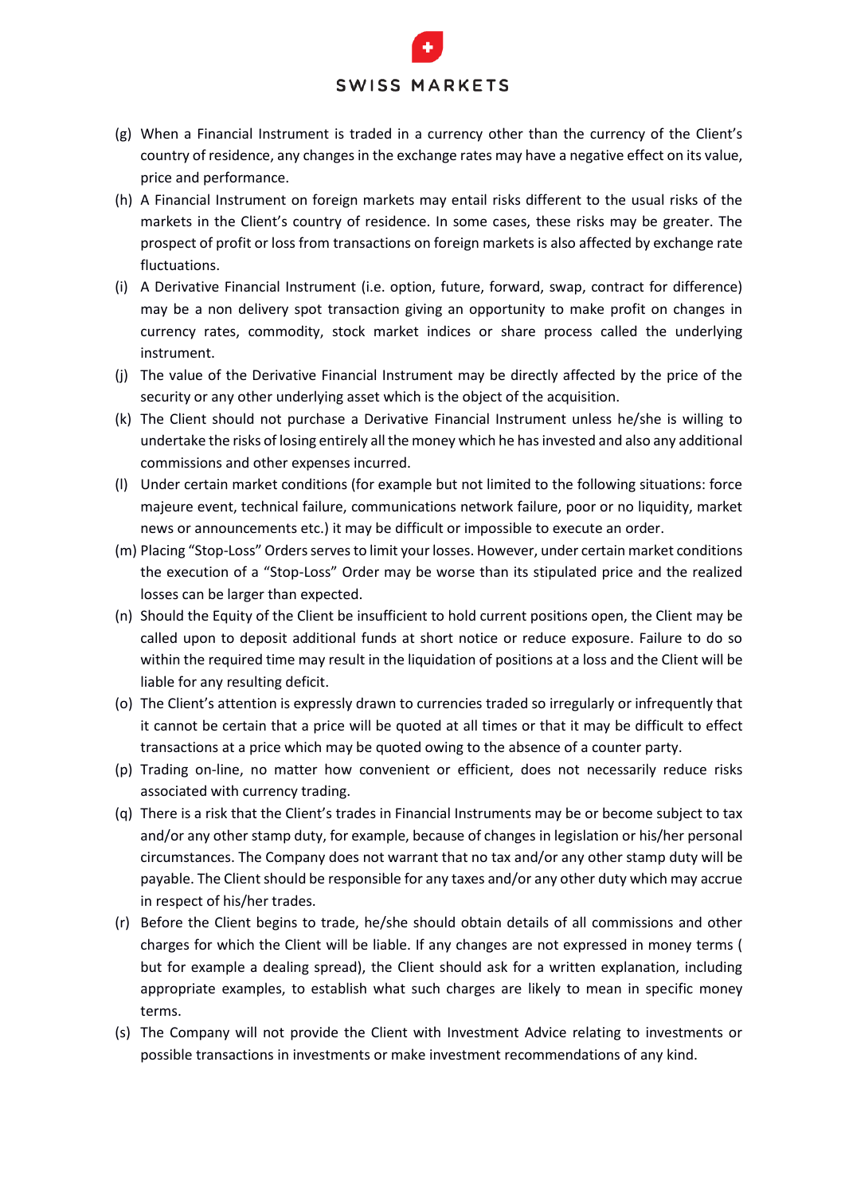(g) When a Financial Instrument is traded in a currency other than the currency of the Client's country of residence, any changes in the exchange rates may have a negative effect on its value, price and performance.

(h) A Financial Instrument on foreign markets may entail risks different to the usual risks of the markets in the Client's country of residence. In some cases, these risks may be greater. The prospect of profit or loss from transactions on foreign markets is also affected by exchange rate fluctuations.

(i) A Derivative Financial Instrument (i.e. option, future, forward, swap, contract for difference) may be a non delivery spot transaction giving an opportunity to make profit on changes in currency rates, commodity, stock market indices or share process called the underlying instrument.

(j) The value of the Derivative Financial Instrument may be directly affected by the price of the security or any other underlying asset which is the object of the acquisition.

(k) The Client should not purchase a Derivative Financial Instrument unless he/she is willing to undertake the risks of losing entirely all the money which he has invested and also any additional commissions and other expenses incurred.

(l) Under certain market conditions (for example but not limited to the following situations: force majeure event, technical failure, communications network failure, poor or no liquidity, market news or announcements etc.) it may be difficult or impossible to execute an order.

(m) Placing "Stop-Loss" Orders serves to limit your losses. However, under certain market conditions the execution of a "Stop-Loss" Order may be worse than its stipulated price and the realized losses can be larger than expected.

(n) Should the Equity of the Client be insufficient to hold current positions open, the Client may be called upon to deposit additional funds at short notice or reduce exposure. Failure to do so within the required time may result in the liquidation of positions at a loss and the Client will be liable for any resulting deficit.

(o) The Client's attention is expressly drawn to currencies traded so irregularly or infrequently that it cannot be certain that a price will be quoted at all times or that it may be difficult to effect transactions at a price which may be quoted owing to the absence of a counter party.

(p) Trading on-line, no matter how convenient or efficient, does not necessarily reduce risks associated with currency trading.

(q) There is a risk that the Client's trades in Financial Instruments may be or become subject to tax and/or any other stamp duty, for example, because of changes in legislation or his/her personal circumstances. The Company does not warrant that no tax and/or any other stamp duty will be payable. The Client should be responsible for any taxes and/or any other duty which may accrue in respect of his/her trades.

(r) Before the Client begins to trade, he/she should obtain details of all commissions and other charges for which the Client will be liable. If any changes are not expressed in money terms ( but for example a dealing spread), the Client should ask for a written explanation, including appropriate examples, to establish what such charges are likely to mean in specific money terms.

(s) The Company will not provide the Client with Investment Advice relating to investments or possible transactions in investments or make investment recommendations of any kind.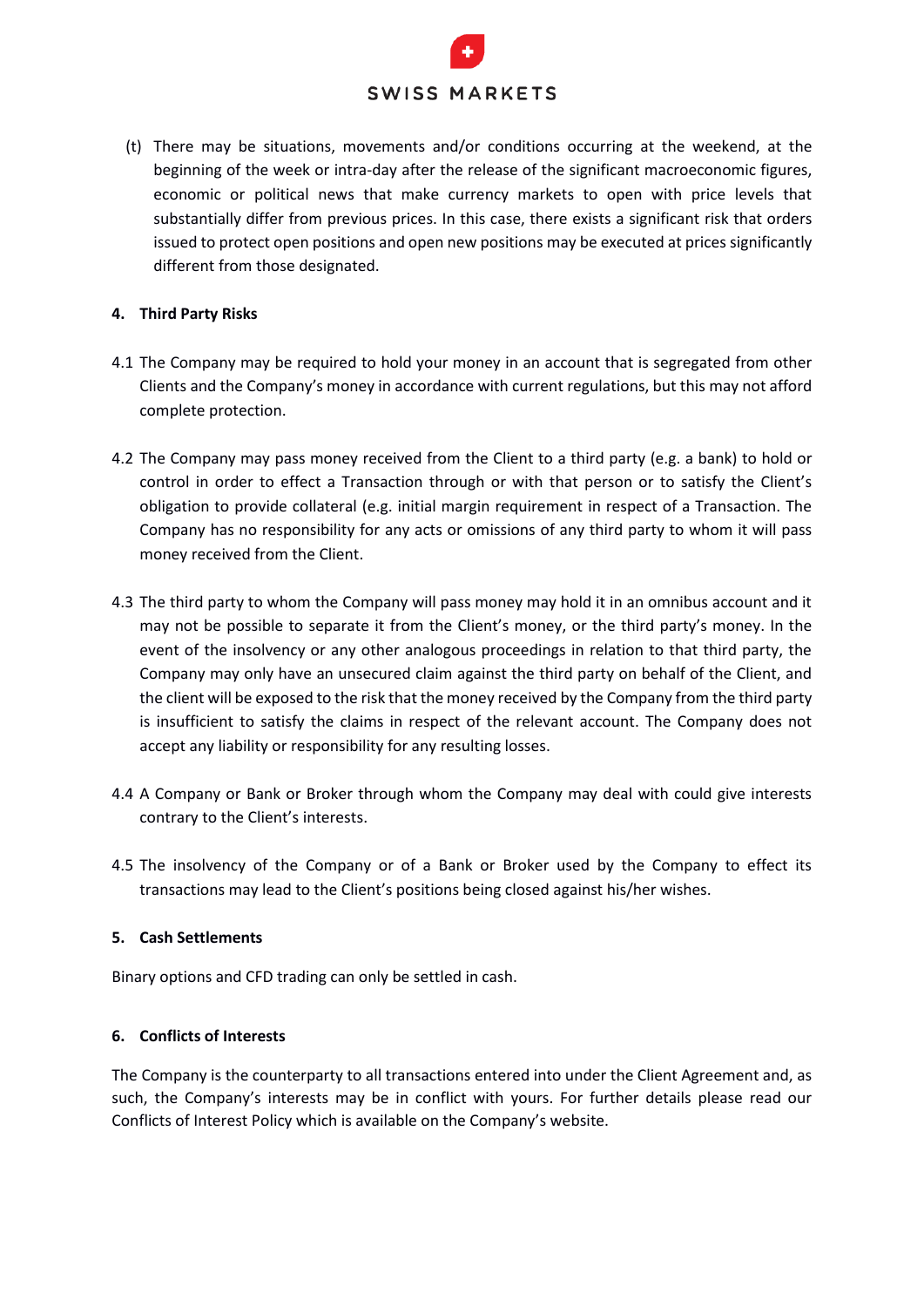(t) There may be situations, movements and/or conditions occurring at the weekend, at the beginning of the week or intra-day after the release of the significant macroeconomic figures, economic or political news that make currency markets to open with price levels that substantially differ from previous prices. In this case, there exists a significant risk that orders issued to protect open positions and open new positions may be executed at prices significantly different from those designated.

**4. Third Party Risks**

4.1 The Company may be required to hold your money in an account that is segregated from other Clients and the Company's money in accordance with current regulations, but this may not afford complete protection.

4.2 The Company may pass money received from the Client to a third party (e.g. a bank) to hold or control in order to effect a Transaction through or with that person or to satisfy the Client's obligation to provide collateral (e.g. initial margin requirement in respect of a Transaction. The Company has no responsibility for any acts or omissions of any third party to whom it will pass money received from the Client.

4.3 The third party to whom the Company will pass money may hold it in an omnibus account and it may not be possible to separate it from the Client's money, or the third party's money. In the event of the insolvency or any other analogous proceedings in relation to that third party, the Company may only have an unsecured claim against the third party on behalf of the Client, and the client will be exposed to the risk that the money received by the Company from the third party is insufficient to satisfy the claims in respect of the relevant account. The Company does not accept any liability or responsibility for any resulting losses.

4.4 A Company or Bank or Broker through whom the Company may deal with could give interests contrary to the Client's interests.

4.5 The insolvency of the Company or of a Bank or Broker used by the Company to effect its transactions may lead to the Client's positions being closed against his/her wishes.

**5. Cash Settlements**

Binary options and CFD trading can only be settled in cash.

**6. Conflicts of Interests**

The Company is the counterparty to all transactions entered into under the Client Agreement and, as such, the Company's interests may be in conflict with yours. For further details please read our Conflicts of Interest Policy which is available on the Company's website.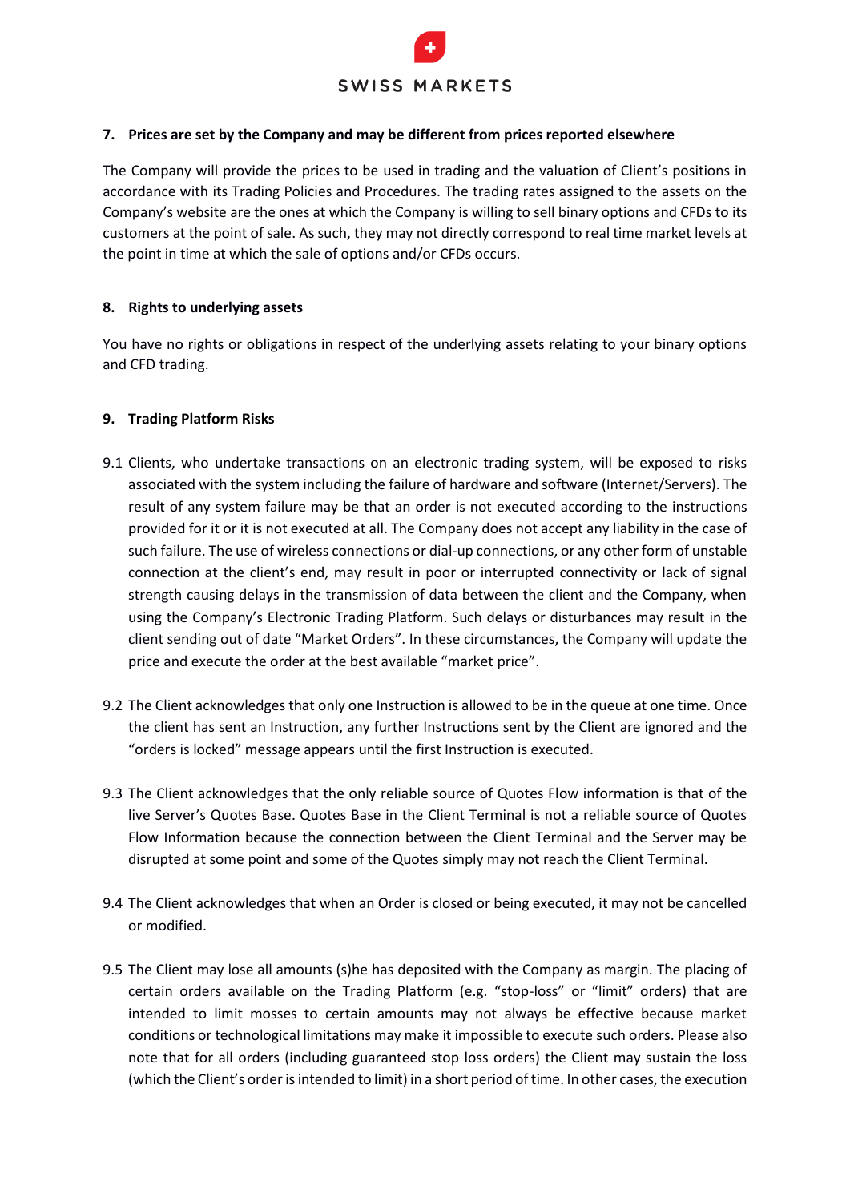## 7. Prices are set by the Company and may be different from prices reported elsewhere

The Company will provide the prices to be used in trading and the valuation of Client's positions in accordance with its Trading Policies and Procedures. The trading rates assigned to the assets on the Company's website are the ones at which the Company is willing to sell binary options and CFDs to its customers at the point of sale. As such, they may not directly correspond to real time market levels at the point in time at which the sale of options and/or CFDs occurs.

## 8. Rights to underlying assets

You have no rights or obligations in respect of the underlying assets relating to your binary options and CFD trading.

## 9. Trading Platform Risks

9.1 Clients, who undertake transactions on an electronic trading system, will be exposed to risks associated with the system including the failure of hardware and software (Internet/Servers). The result of any system failure may be that an order is not executed according to the instructions provided for it or it is not executed at all. The Company does not accept any liability in the case of such failure. The use of wireless connections or dial-up connections, or any other form of unstable connection at the client's end, may result in poor or interrupted connectivity or lack of signal strength causing delays in the transmission of data between the client and the Company, when using the Company's Electronic Trading Platform. Such delays or disturbances may result in the client sending out of date "Market Orders". In these circumstances, the Company will update the price and execute the order at the best available "market price".

9.2 The Client acknowledges that only one Instruction is allowed to be in the queue at one time. Once the client has sent an Instruction, any further Instructions sent by the Client are ignored and the "orders is locked" message appears until the first Instruction is executed.

9.3 The Client acknowledges that the only reliable source of Quotes Flow information is that of the live Server's Quotes Base. Quotes Base in the Client Terminal is not a reliable source of Quotes Flow Information because the connection between the Client Terminal and the Server may be disrupted at some point and some of the Quotes simply may not reach the Client Terminal.

9.4 The Client acknowledges that when an Order is closed or being executed, it may not be cancelled or modified.

9.5 The Client may lose all amounts (s)he has deposited with the Company as margin. The placing of certain orders available on the Trading Platform (e.g. "stop-loss" or "limit" orders) that are intended to limit mosses to certain amounts may not always be effective because market conditions or technological limitations may make it impossible to execute such orders. Please also note that for all orders (including guaranteed stop loss orders) the Client may sustain the loss (which the Client's order is intended to limit) in a short period of time. In other cases, the execution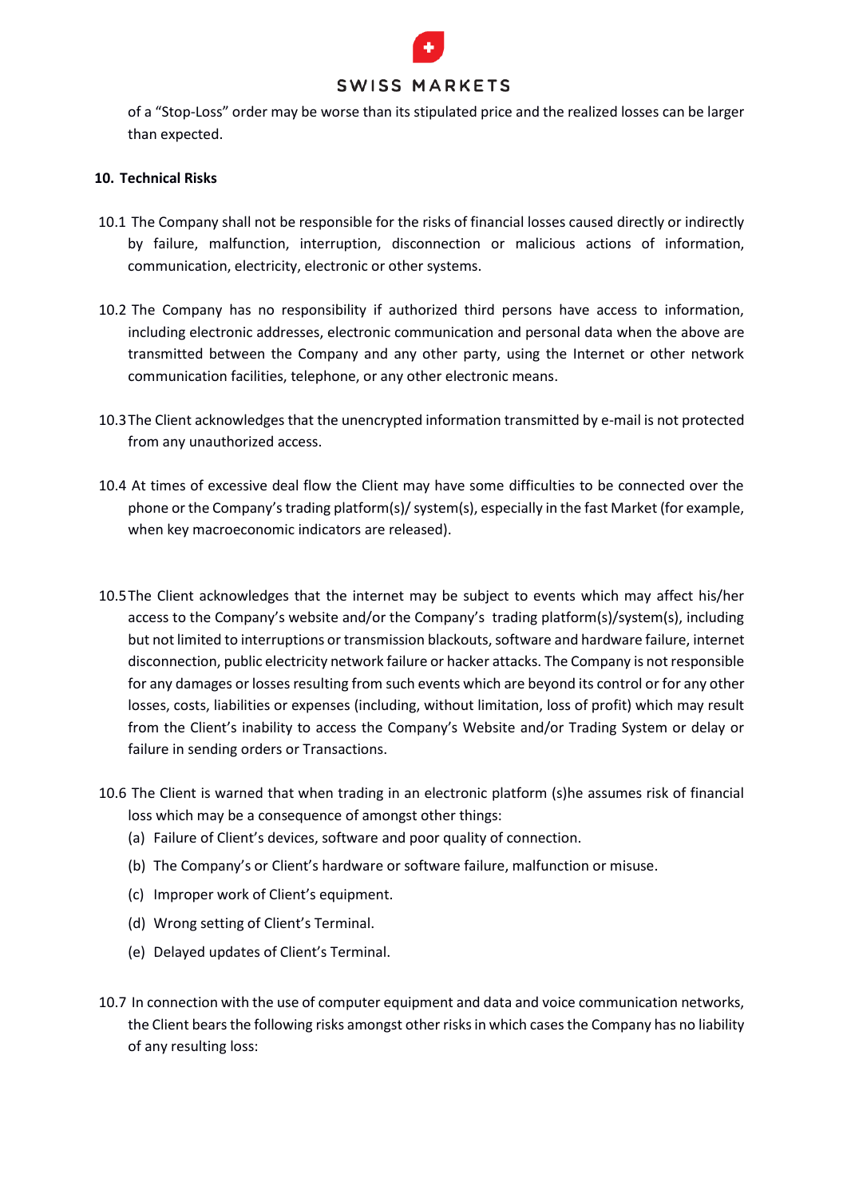of a “Stop-Loss” order may be worse than its stipulated price and the realized losses can be larger than expected.

## 10. Technical Risks

10.1 The Company shall not be responsible for the risks of financial losses caused directly or indirectly by failure, malfunction, interruption, disconnection or malicious actions of information, communication, electricity, electronic or other systems.

10.2 The Company has no responsibility if authorized third persons have access to information, including electronic addresses, electronic communication and personal data when the above are transmitted between the Company and any other party, using the Internet or other network communication facilities, telephone, or any other electronic means.

10.3 The Client acknowledges that the unencrypted information transmitted by e-mail is not protected from any unauthorized access.

10.4 At times of excessive deal flow the Client may have some difficulties to be connected over the phone or the Company’s trading platform(s)/ system(s), especially in the fast Market (for example, when key macroeconomic indicators are released).

10.5 The Client acknowledges that the internet may be subject to events which may affect his/her access to the Company’s website and/or the Company’s trading platform(s)/system(s), including but not limited to interruptions or transmission blackouts, software and hardware failure, internet disconnection, public electricity network failure or hacker attacks. The Company is not responsible for any damages or losses resulting from such events which are beyond its control or for any other losses, costs, liabilities or expenses (including, without limitation, loss of profit) which may result from the Client’s inability to access the Company’s Website and/or Trading System or delay or failure in sending orders or Transactions.

10.6 The Client is warned that when trading in an electronic platform (s)he assumes risk of financial loss which may be a consequence of amongst other things:

(a) Failure of Client’s devices, software and poor quality of connection.

(b) The Company’s or Client’s hardware or software failure, malfunction or misuse.

(c) Improper work of Client’s equipment.

(d) Wrong setting of Client’s Terminal.

(e) Delayed updates of Client’s Terminal.

10.7 In connection with the use of computer equipment and data and voice communication networks, the Client bears the following risks amongst other risks in which cases the Company has no liability of any resulting loss: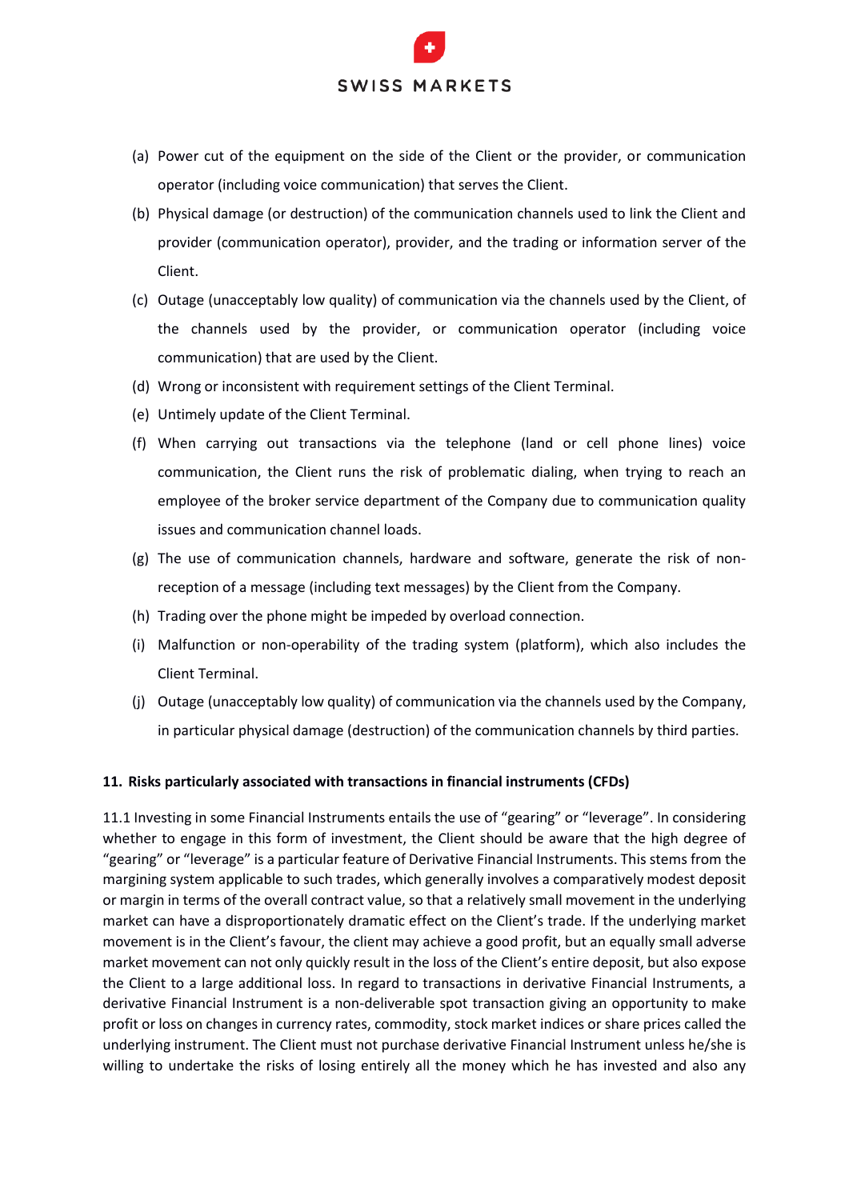(a) Power cut of the equipment on the side of the Client or the provider, or communication operator (including voice communication) that serves the Client.

(b) Physical damage (or destruction) of the communication channels used to link the Client and provider (communication operator), provider, and the trading or information server of the Client.

(c) Outage (unacceptably low quality) of communication via the channels used by the Client, of the channels used by the provider, or communication operator (including voice communication) that are used by the Client.

(d) Wrong or inconsistent with requirement settings of the Client Terminal.

(e) Untimely update of the Client Terminal.

(f) When carrying out transactions via the telephone (land or cell phone lines) voice communication, the Client runs the risk of problematic dialing, when trying to reach an employee of the broker service department of the Company due to communication quality issues and communication channel loads.

(g) The use of communication channels, hardware and software, generate the risk of non-reception of a message (including text messages) by the Client from the Company.

(h) Trading over the phone might be impeded by overload connection.

(i) Malfunction or non-operability of the trading system (platform), which also includes the Client Terminal.

(j) Outage (unacceptably low quality) of communication via the channels used by the Company, in particular physical damage (destruction) of the communication channels by third parties.

## 11. Risks particularly associated with transactions in financial instruments (CFDs)

11.1 Investing in some Financial Instruments entails the use of "gearing" or "leverage". In considering whether to engage in this form of investment, the Client should be aware that the high degree of "gearing" or "leverage" is a particular feature of Derivative Financial Instruments. This stems from the margining system applicable to such trades, which generally involves a comparatively modest deposit or margin in terms of the overall contract value, so that a relatively small movement in the underlying market can have a disproportionately dramatic effect on the Client's trade. If the underlying market movement is in the Client's favour, the client may achieve a good profit, but an equally small adverse market movement can not only quickly result in the loss of the Client's entire deposit, but also expose the Client to a large additional loss. In regard to transactions in derivative Financial Instruments, a derivative Financial Instrument is a non-deliverable spot transaction giving an opportunity to make profit or loss on changes in currency rates, commodity, stock market indices or share prices called the underlying instrument. The Client must not purchase derivative Financial Instrument unless he/she is willing to undertake the risks of losing entirely all the money which he has invested and also any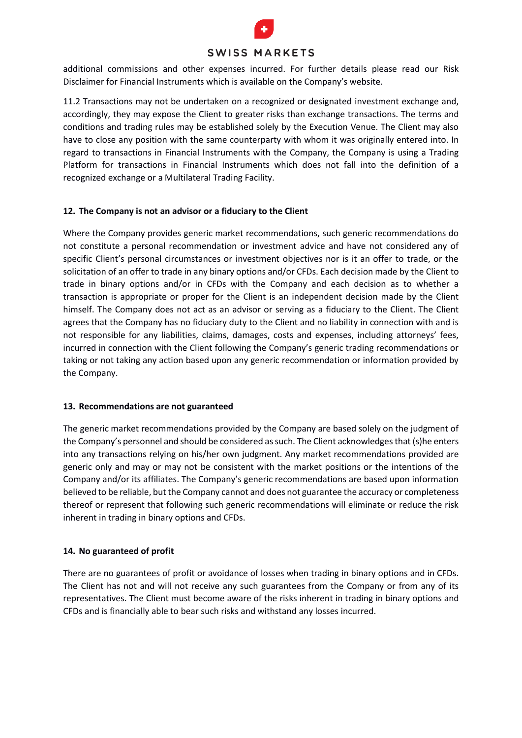additional commissions and other expenses incurred. For further details please read our Risk Disclaimer for Financial Instruments which is available on the Company's website.

11.2 Transactions may not be undertaken on a recognized or designated investment exchange and, accordingly, they may expose the Client to greater risks than exchange transactions. The terms and conditions and trading rules may be established solely by the Execution Venue. The Client may also have to close any position with the same counterparty with whom it was originally entered into. In regard to transactions in Financial Instruments with the Company, the Company is using a Trading Platform for transactions in Financial Instruments which does not fall into the definition of a recognized exchange or a Multilateral Trading Facility.

## 12. The Company is not an advisor or a fiduciary to the Client

Where the Company provides generic market recommendations, such generic recommendations do not constitute a personal recommendation or investment advice and have not considered any of specific Client's personal circumstances or investment objectives nor is it an offer to trade, or the solicitation of an offer to trade in any binary options and/or CFDs. Each decision made by the Client to trade in binary options and/or in CFDs with the Company and each decision as to whether a transaction is appropriate or proper for the Client is an independent decision made by the Client himself. The Company does not act as an advisor or serving as a fiduciary to the Client. The Client agrees that the Company has no fiduciary duty to the Client and no liability in connection with and is not responsible for any liabilities, claims, damages, costs and expenses, including attorneys' fees, incurred in connection with the Client following the Company's generic trading recommendations or taking or not taking any action based upon any generic recommendation or information provided by the Company.

## 13. Recommendations are not guaranteed

The generic market recommendations provided by the Company are based solely on the judgment of the Company's personnel and should be considered as such. The Client acknowledges that (s)he enters into any transactions relying on his/her own judgment. Any market recommendations provided are generic only and may or may not be consistent with the market positions or the intentions of the Company and/or its affiliates. The Company's generic recommendations are based upon information believed to be reliable, but the Company cannot and does not guarantee the accuracy or completeness thereof or represent that following such generic recommendations will eliminate or reduce the risk inherent in trading in binary options and CFDs.

## 14. No guaranteed of profit

There are no guarantees of profit or avoidance of losses when trading in binary options and in CFDs. The Client has not and will not receive any such guarantees from the Company or from any of its representatives. The Client must become aware of the risks inherent in trading in binary options and CFDs and is financially able to bear such risks and withstand any losses incurred.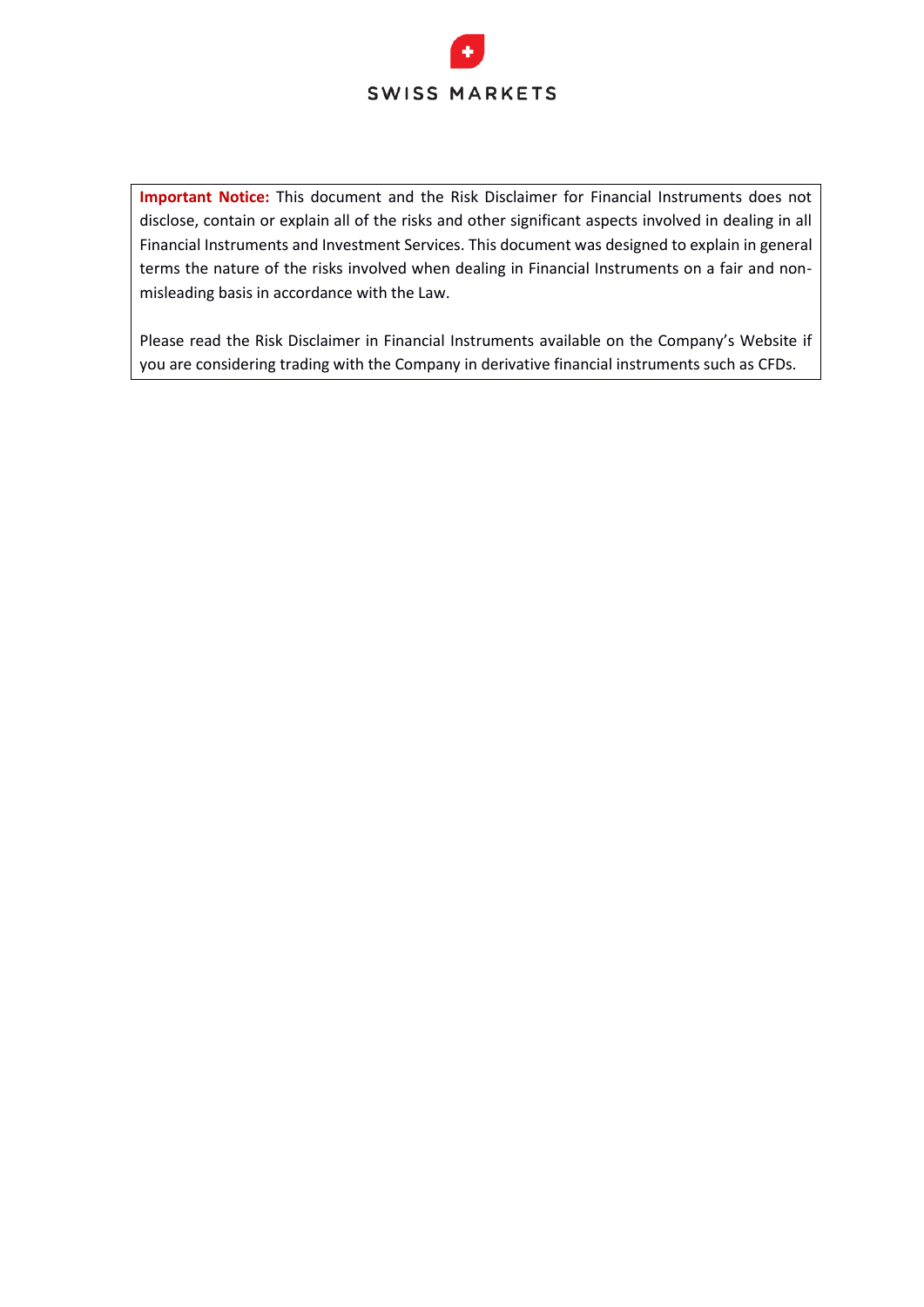SWISS MARKETS

**Important Notice:** This document and the Risk Disclaimer for Financial Instruments does not disclose, contain or explain all of the risks and other significant aspects involved in dealing in all Financial Instruments and Investment Services. This document was designed to explain in general terms the nature of the risks involved when dealing in Financial Instruments on a fair and non-misleading basis in accordance with the Law.

Please read the Risk Disclaimer in Financial Instruments available on the Company's Website if you are considering trading with the Company in derivative financial instruments such as CFDs.